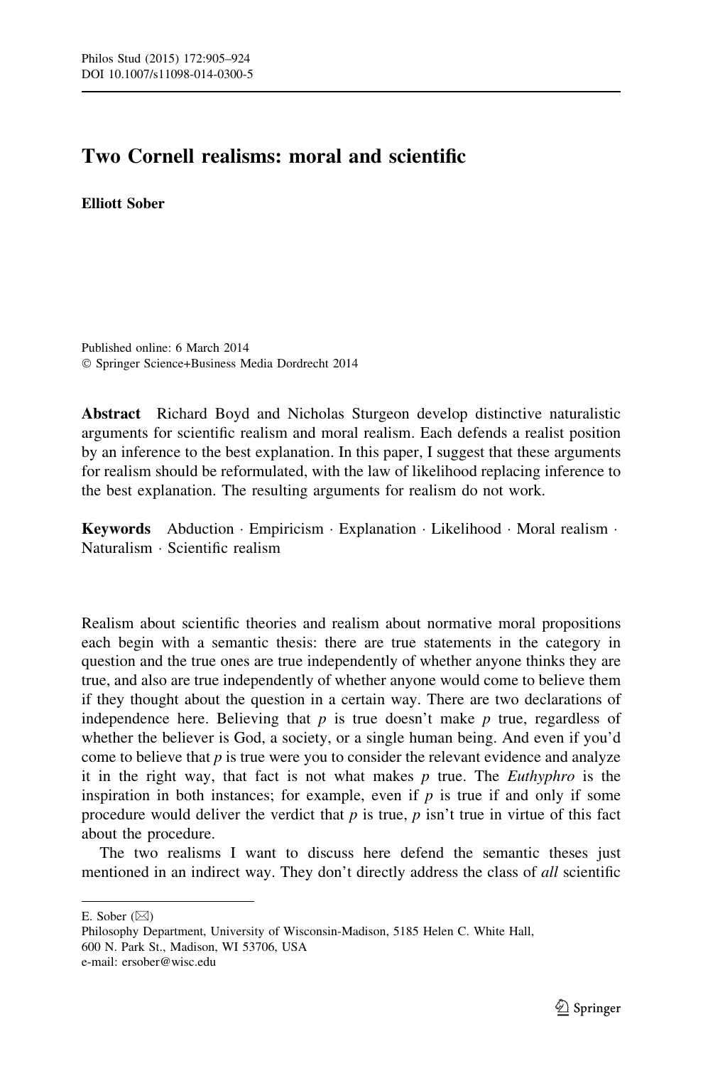# Two Cornell realisms: moral and scientific

**Elliott Sober**

Published online: 6 March 2014
© Springer Science+Business Media Dordrecht 2014

**Abstract** Richard Boyd and Nicholas Sturgeon develop distinctive naturalistic arguments for scientific realism and moral realism. Each defends a realist position by an inference to the best explanation. In this paper, I suggest that these arguments for realism should be reformulated, with the law of likelihood replacing inference to the best explanation. The resulting arguments for realism do not work.

**Keywords** Abduction · Empiricism · Explanation · Likelihood · Moral realism · Naturalism · Scientific realism

Realism about scientific theories and realism about normative moral propositions each begin with a semantic thesis: there are true statements in the category in question and the true ones are true independently of whether anyone thinks they are true, and also are true independently of whether anyone would come to believe them if they thought about the question in a certain way. There are two declarations of independence here. Believing that $p$ is true doesn't make $p$ true, regardless of whether the believer is God, a society, or a single human being. And even if you'd come to believe that $p$ is true were you to consider the relevant evidence and analyze it in the right way, that fact is not what makes $p$ true. The *Euthyphro* is the inspiration in both instances; for example, even if $p$ is true if and only if some procedure would deliver the verdict that $p$ is true, $p$ isn't true in virtue of this fact about the procedure.

The two realisms I want to discuss here defend the semantic theses just mentioned in an indirect way. They don't directly address the class of *all* scientific

---

E. Sober (✉)
Philosophy Department, University of Wisconsin-Madison, 5185 Helen C. White Hall, 600 N. Park St., Madison, WI 53706, USA
e-mail: ersober@wisc.edu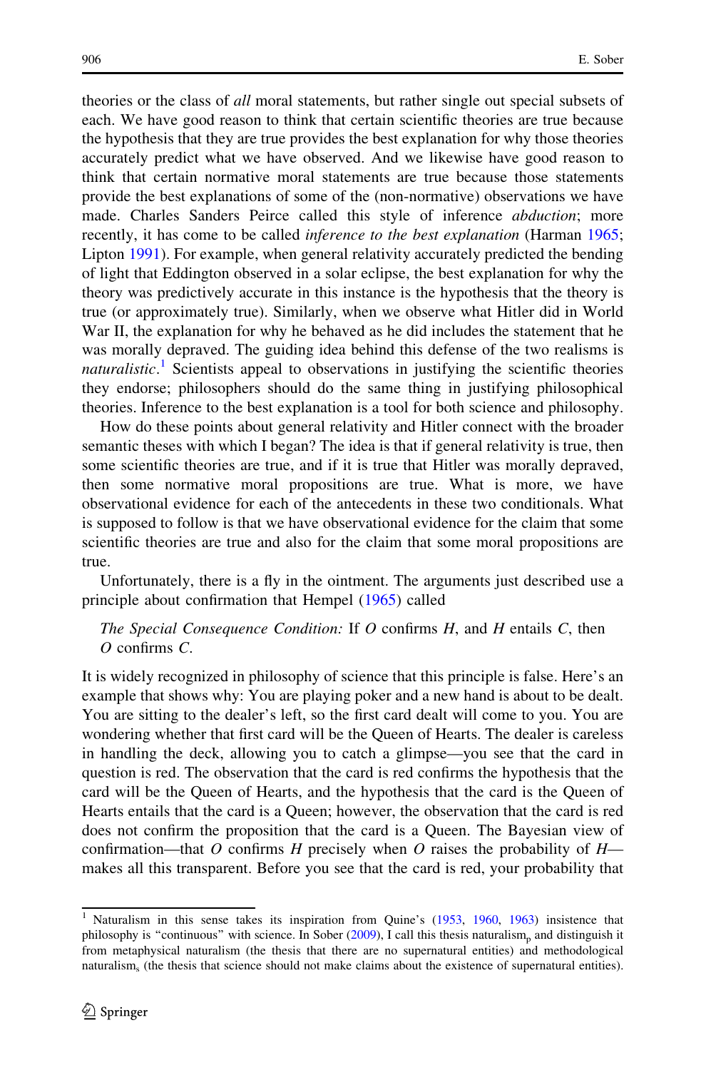theories or the class of *all* moral statements, but rather single out special subsets of each. We have good reason to think that certain scientific theories are true because the hypothesis that they are true provides the best explanation for why those theories accurately predict what we have observed. And we likewise have good reason to think that certain normative moral statements are true because those statements provide the best explanations of some of the (non-normative) observations we have made. Charles Sanders Peirce called this style of inference *abduction*; more recently, it has come to be called *inference to the best explanation* (Harman 1965; Lipton 1991). For example, when general relativity accurately predicted the bending of light that Eddington observed in a solar eclipse, the best explanation for why the theory was predictively accurate in this instance is the hypothesis that the theory is true (or approximately true). Similarly, when we observe what Hitler did in World War II, the explanation for why he behaved as he did includes the statement that he was morally depraved. The guiding idea behind this defense of the two realisms is *naturalistic*.[1] Scientists appeal to observations in justifying the scientific theories they endorse; philosophers should do the same thing in justifying philosophical theories. Inference to the best explanation is a tool for both science and philosophy.

How do these points about general relativity and Hitler connect with the broader semantic theses with which I began? The idea is that if general relativity is true, then some scientific theories are true, and if it is true that Hitler was morally depraved, then some normative moral propositions are true. What is more, we have observational evidence for each of the antecedents in these two conditionals. What is supposed to follow is that we have observational evidence for the claim that some scientific theories are true and also for the claim that some moral propositions are true.

Unfortunately, there is a fly in the ointment. The arguments just described use a principle about confirmation that Hempel (1965) called

> *The Special Consequence Condition:* If $O$ confirms $H$, and $H$ entails $C$, then $O$ confirms $C$.

It is widely recognized in philosophy of science that this principle is false. Here's an example that shows why: You are playing poker and a new hand is about to be dealt. You are sitting to the dealer's left, so the first card dealt will come to you. You are wondering whether that first card will be the Queen of Hearts. The dealer is careless in handling the deck, allowing you to catch a glimpse—you see that the card in question is red. The observation that the card is red confirms the hypothesis that the card will be the Queen of Hearts, and the hypothesis that the card is the Queen of Hearts entails that the card is a Queen; however, the observation that the card is red does not confirm the proposition that the card is a Queen. The Bayesian view of confirmation—that $O$ confirms $H$ precisely when $O$ raises the probability of $H$—makes all this transparent. Before you see that the card is red, your probability that

---

[1] Naturalism in this sense takes its inspiration from Quine's (1953, 1960, 1963) insistence that philosophy is "continuous" with science. In Sober (2009), I call this thesis naturalism$_p$ and distinguish it from metaphysical naturalism (the thesis that there are no supernatural entities) and methodological naturalism$_s$ (the thesis that science should not make claims about the existence of supernatural entities).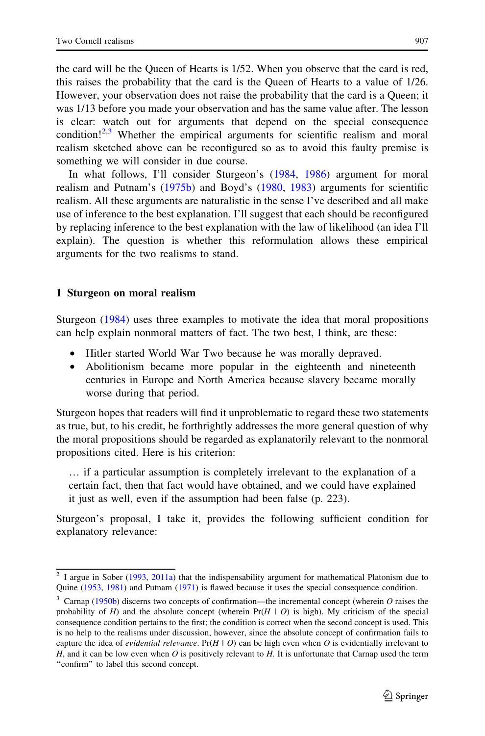the card will be the Queen of Hearts is 1/52. When you observe that the card is red, this raises the probability that the card is the Queen of Hearts to a value of 1/26. However, your observation does not raise the probability that the card is a Queen; it was 1/13 before you made your observation and has the same value after. The lesson is clear: watch out for arguments that depend on the special consequence condition![2,3] Whether the empirical arguments for scientific realism and moral realism sketched above can be reconfigured so as to avoid this faulty premise is something we will consider in due course.

In what follows, I'll consider Sturgeon's (1984, 1986) argument for moral realism and Putnam's (1975b) and Boyd's (1980, 1983) arguments for scientific realism. All these arguments are naturalistic in the sense I've described and all make use of inference to the best explanation. I'll suggest that each should be reconfigured by replacing inference to the best explanation with the law of likelihood (an idea I'll explain). The question is whether this reformulation allows these empirical arguments for the two realisms to stand.

## 1 Sturgeon on moral realism

Sturgeon (1984) uses three examples to motivate the idea that moral propositions can help explain nonmoral matters of fact. The two best, I think, are these:

- Hitler started World War Two because he was morally depraved.
- Abolitionism became more popular in the eighteenth and nineteenth centuries in Europe and North America because slavery became morally worse during that period.

Sturgeon hopes that readers will find it unproblematic to regard these two statements as true, but, to his credit, he forthrightly addresses the more general question of why the moral propositions should be regarded as explanatorily relevant to the nonmoral propositions cited. Here is his criterion:

> … if a particular assumption is completely irrelevant to the explanation of a certain fact, then that fact would have obtained, and we could have explained it just as well, even if the assumption had been false (p. 223).

Sturgeon's proposal, I take it, provides the following sufficient condition for explanatory relevance:

---

[2] I argue in Sober (1993, 2011a) that the indispensability argument for mathematical Platonism due to Quine (1953, 1981) and Putnam (1971) is flawed because it uses the special consequence condition.

[3] Carnap (1950b) discerns two concepts of confirmation—the incremental concept (wherein $O$ raises the probability of $H$) and the absolute concept (wherein $\Pr(H \mid O)$ is high). My criticism of the special consequence condition pertains to the first; the condition is correct when the second concept is used. This is no help to the realisms under discussion, however, since the absolute concept of confirmation fails to capture the idea of *evidential relevance*. $\Pr(H \mid O)$ can be high even when $O$ is evidentially irrelevant to $H$, and it can be low even when $O$ is positively relevant to $H$. It is unfortunate that Carnap used the term "confirm" to label this second concept.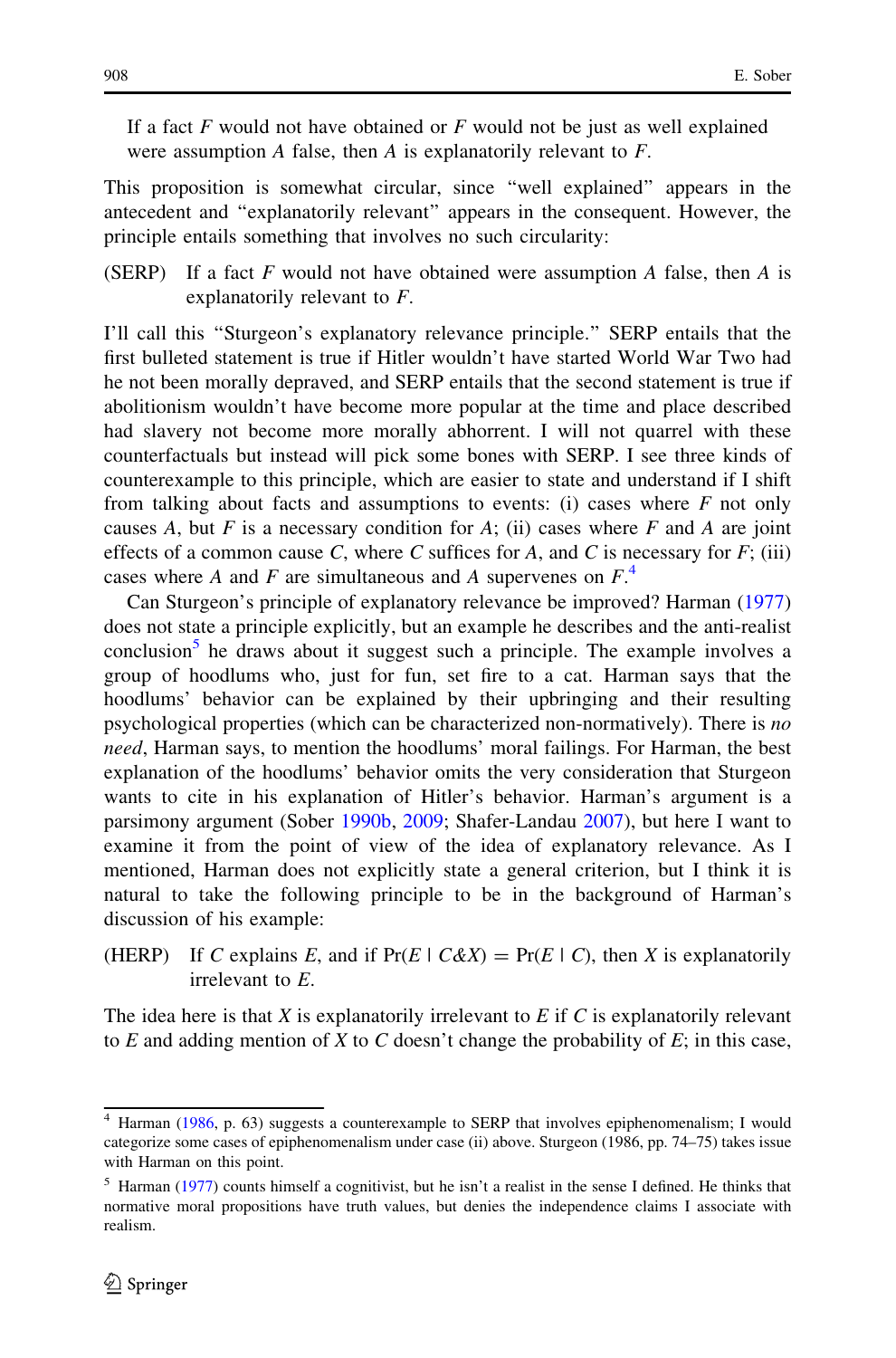If a fact *F* would not have obtained or *F* would not be just as well explained were assumption *A* false, then *A* is explanatorily relevant to *F*.

This proposition is somewhat circular, since "well explained" appears in the antecedent and "explanatorily relevant" appears in the consequent. However, the principle entails something that involves no such circularity:

(SERP) If a fact *F* would not have obtained were assumption *A* false, then *A* is explanatorily relevant to *F*.

I'll call this "Sturgeon's explanatory relevance principle." SERP entails that the first bulleted statement is true if Hitler wouldn't have started World War Two had he not been morally depraved, and SERP entails that the second statement is true if abolitionism wouldn't have become more popular at the time and place described had slavery not become more morally abhorrent. I will not quarrel with these counterfactuals but instead will pick some bones with SERP. I see three kinds of counterexample to this principle, which are easier to state and understand if I shift from talking about facts and assumptions to events: (i) cases where *F* not only causes *A*, but *F* is a necessary condition for *A*; (ii) cases where *F* and *A* are joint effects of a common cause *C*, where *C* suffices for *A*, and *C* is necessary for *F*; (iii) cases where *A* and *F* are simultaneous and *A* supervenes on *F*.[4]

Can Sturgeon's principle of explanatory relevance be improved? Harman (1977) does not state a principle explicitly, but an example he describes and the anti-realist conclusion[5] he draws about it suggest such a principle. The example involves a group of hoodlums who, just for fun, set fire to a cat. Harman says that the hoodlums' behavior can be explained by their upbringing and their resulting psychological properties (which can be characterized non-normatively). There is *no need*, Harman says, to mention the hoodlums' moral failings. For Harman, the best explanation of the hoodlums' behavior omits the very consideration that Sturgeon wants to cite in his explanation of Hitler's behavior. Harman's argument is a parsimony argument (Sober 1990b, 2009; Shafer-Landau 2007), but here I want to examine it from the point of view of the idea of explanatory relevance. As I mentioned, Harman does not explicitly state a general criterion, but I think it is natural to take the following principle to be in the background of Harman's discussion of his example:

(HERP) If *C* explains *E*, and if $\Pr(E \mid C\&X) = \Pr(E \mid C)$, then *X* is explanatorily irrelevant to *E*.

The idea here is that *X* is explanatorily irrelevant to *E* if *C* is explanatorily relevant to *E* and adding mention of *X* to *C* doesn't change the probability of *E*; in this case,

---

[4] Harman (1986, p. 63) suggests a counterexample to SERP that involves epiphenomenalism; I would categorize some cases of epiphenomenalism under case (ii) above. Sturgeon (1986, pp. 74–75) takes issue with Harman on this point.

[5] Harman (1977) counts himself a cognitivist, but he isn't a realist in the sense I defined. He thinks that normative moral propositions have truth values, but denies the independence claims I associate with realism.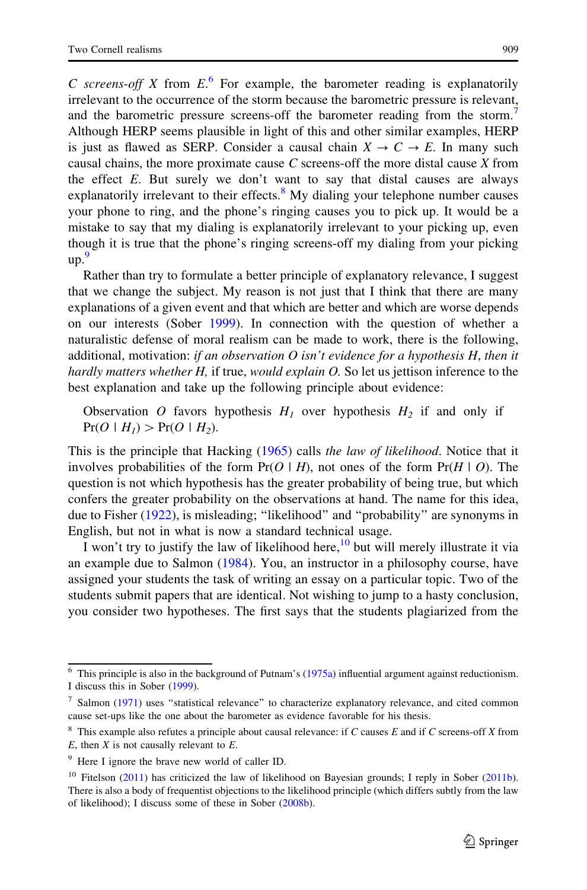*C screens-off X* from *E*.[6] For example, the barometer reading is explanatorily irrelevant to the occurrence of the storm because the barometric pressure is relevant, and the barometric pressure screens-off the barometer reading from the storm.[7] Although HERP seems plausible in light of this and other similar examples, HERP is just as flawed as SERP. Consider a causal chain $X \rightarrow C \rightarrow E$. In many such causal chains, the more proximate cause *C* screens-off the more distal cause *X* from the effect *E*. But surely we don't want to say that distal causes are always explanatorily irrelevant to their effects.[8] My dialing your telephone number causes your phone to ring, and the phone's ringing causes you to pick up. It would be a mistake to say that my dialing is explanatorily irrelevant to your picking up, even though it is true that the phone's ringing screens-off my dialing from your picking up.[9]

Rather than try to formulate a better principle of explanatory relevance, I suggest that we change the subject. My reason is not just that I think that there are many explanations of a given event and that which are better and which are worse depends on our interests (Sober 1999). In connection with the question of whether a naturalistic defense of moral realism can be made to work, there is the following, additional, motivation: *if an observation O isn't evidence for a hypothesis H, then it hardly matters whether H,* if true, *would explain O.* So let us jettison inference to the best explanation and take up the following principle about evidence:

> Observation *O* favors hypothesis $H_1$ over hypothesis $H_2$ if and only if $\Pr(O \mid H_1) > \Pr(O \mid H_2)$.

This is the principle that Hacking (1965) calls *the law of likelihood*. Notice that it involves probabilities of the form $\Pr(O \mid H)$, not ones of the form $\Pr(H \mid O)$. The question is not which hypothesis has the greater probability of being true, but which confers the greater probability on the observations at hand. The name for this idea, due to Fisher (1922), is misleading; "likelihood" and "probability" are synonyms in English, but not in what is now a standard technical usage.

I won't try to justify the law of likelihood here,[10] but will merely illustrate it via an example due to Salmon (1984). You, an instructor in a philosophy course, have assigned your students the task of writing an essay on a particular topic. Two of the students submit papers that are identical. Not wishing to jump to a hasty conclusion, you consider two hypotheses. The first says that the students plagiarized from the

---

[6] This principle is also in the background of Putnam's (1975a) influential argument against reductionism. I discuss this in Sober (1999).

[7] Salmon (1971) uses "statistical relevance" to characterize explanatory relevance, and cited common cause set-ups like the one about the barometer as evidence favorable for his thesis.

[8] This example also refutes a principle about causal relevance: if *C* causes *E* and if *C* screens-off *X* from *E*, then *X* is not causally relevant to *E*.

[9] Here I ignore the brave new world of caller ID.

[10] Fitelson (2011) has criticized the law of likelihood on Bayesian grounds; I reply in Sober (2011b). There is also a body of frequentist objections to the likelihood principle (which differs subtly from the law of likelihood); I discuss some of these in Sober (2008b).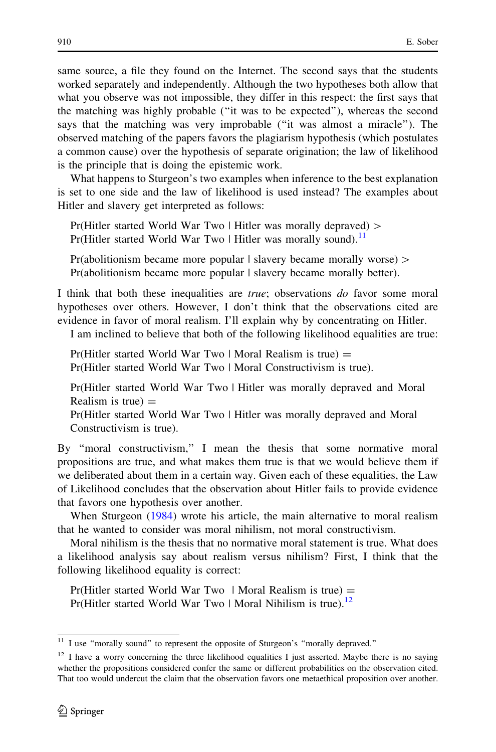same source, a file they found on the Internet. The second says that the students worked separately and independently. Although the two hypotheses both allow that what you observe was not impossible, they differ in this respect: the first says that the matching was highly probable ("it was to be expected"), whereas the second says that the matching was very improbable ("it was almost a miracle"). The observed matching of the papers favors the plagiarism hypothesis (which postulates a common cause) over the hypothesis of separate origination; the law of likelihood is the principle that is doing the epistemic work.

What happens to Sturgeon's two examples when inference to the best explanation is set to one side and the law of likelihood is used instead? The examples about Hitler and slavery get interpreted as follows:

> Pr(Hitler started World War Two | Hitler was morally depraved) >
> Pr(Hitler started World War Two | Hitler was morally sound).[11]

> Pr(abolitionism became more popular | slavery became morally worse) >
> Pr(abolitionism became more popular | slavery became morally better).

I think that both these inequalities are *true*; observations *do* favor some moral hypotheses over others. However, I don't think that the observations cited are evidence in favor of moral realism. I'll explain why by concentrating on Hitler.

I am inclined to believe that both of the following likelihood equalities are true:

> Pr(Hitler started World War Two | Moral Realism is true) =
> Pr(Hitler started World War Two | Moral Constructivism is true).

> Pr(Hitler started World War Two | Hitler was morally depraved and Moral Realism is true) =
> Pr(Hitler started World War Two | Hitler was morally depraved and Moral Constructivism is true).

By "moral constructivism," I mean the thesis that some normative moral propositions are true, and what makes them true is that we would believe them if we deliberated about them in a certain way. Given each of these equalities, the Law of Likelihood concludes that the observation about Hitler fails to provide evidence that favors one hypothesis over another.

When Sturgeon (1984) wrote his article, the main alternative to moral realism that he wanted to consider was moral nihilism, not moral constructivism.

Moral nihilism is the thesis that no normative moral statement is true. What does a likelihood analysis say about realism versus nihilism? First, I think that the following likelihood equality is correct:

> Pr(Hitler started World War Two | Moral Realism is true) =
> Pr(Hitler started World War Two | Moral Nihilism is true).[12]

---

[11] I use "morally sound" to represent the opposite of Sturgeon's "morally depraved."

[12] I have a worry concerning the three likelihood equalities I just asserted. Maybe there is no saying whether the propositions considered confer the same or different probabilities on the observation cited. That too would undercut the claim that the observation favors one metaethical proposition over another.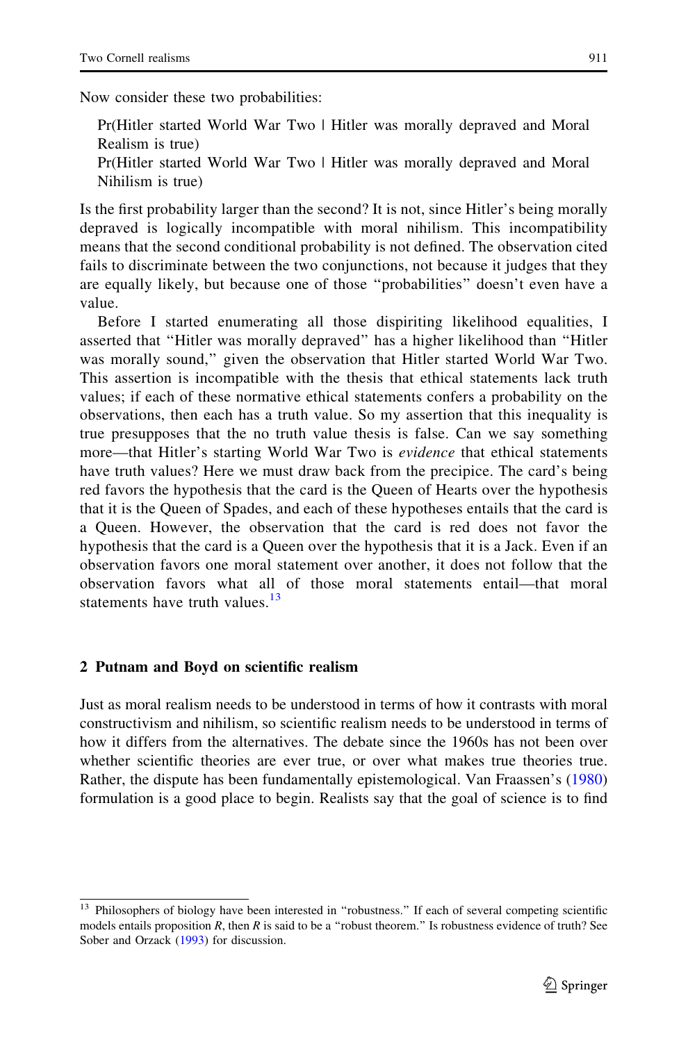Now consider these two probabilities:

> Pr(Hitler started World War Two | Hitler was morally depraved and Moral Realism is true)
> Pr(Hitler started World War Two | Hitler was morally depraved and Moral Nihilism is true)

Is the first probability larger than the second? It is not, since Hitler's being morally depraved is logically incompatible with moral nihilism. This incompatibility means that the second conditional probability is not defined. The observation cited fails to discriminate between the two conjunctions, not because it judges that they are equally likely, but because one of those "probabilities" doesn't even have a value.

Before I started enumerating all those dispiriting likelihood equalities, I asserted that "Hitler was morally depraved" has a higher likelihood than "Hitler was morally sound," given the observation that Hitler started World War Two. This assertion is incompatible with the thesis that ethical statements lack truth values; if each of these normative ethical statements confers a probability on the observations, then each has a truth value. So my assertion that this inequality is true presupposes that the no truth value thesis is false. Can we say something more—that Hitler's starting World War Two is *evidence* that ethical statements have truth values? Here we must draw back from the precipice. The card's being red favors the hypothesis that the card is the Queen of Hearts over the hypothesis that it is the Queen of Spades, and each of these hypotheses entails that the card is a Queen. However, the observation that the card is red does not favor the hypothesis that the card is a Queen over the hypothesis that it is a Jack. Even if an observation favors one moral statement over another, it does not follow that the observation favors what all of those moral statements entail—that moral statements have truth values.[13]

## 2 Putnam and Boyd on scientific realism

Just as moral realism needs to be understood in terms of how it contrasts with moral constructivism and nihilism, so scientific realism needs to be understood in terms of how it differs from the alternatives. The debate since the 1960s has not been over whether scientific theories are ever true, or over what makes true theories true. Rather, the dispute has been fundamentally epistemological. Van Fraassen's (1980) formulation is a good place to begin. Realists say that the goal of science is to find

[13] Philosophers of biology have been interested in "robustness." If each of several competing scientific models entails proposition *R*, then *R* is said to be a "robust theorem." Is robustness evidence of truth? See Sober and Orzack (1993) for discussion.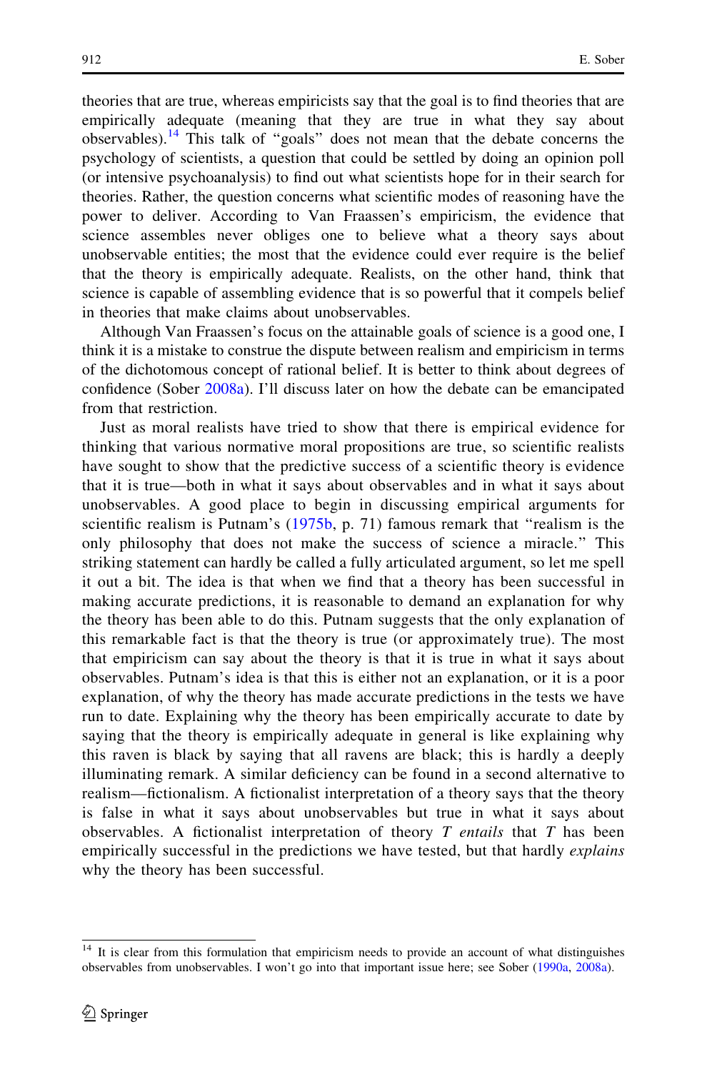theories that are true, whereas empiricists say that the goal is to find theories that are empirically adequate (meaning that they are true in what they say about observables).[14] This talk of "goals" does not mean that the debate concerns the psychology of scientists, a question that could be settled by doing an opinion poll (or intensive psychoanalysis) to find out what scientists hope for in their search for theories. Rather, the question concerns what scientific modes of reasoning have the power to deliver. According to Van Fraassen's empiricism, the evidence that science assembles never obliges one to believe what a theory says about unobservable entities; the most that the evidence could ever require is the belief that the theory is empirically adequate. Realists, on the other hand, think that science is capable of assembling evidence that is so powerful that it compels belief in theories that make claims about unobservables.

Although Van Fraassen's focus on the attainable goals of science is a good one, I think it is a mistake to construe the dispute between realism and empiricism in terms of the dichotomous concept of rational belief. It is better to think about degrees of confidence (Sober 2008a). I'll discuss later on how the debate can be emancipated from that restriction.

Just as moral realists have tried to show that there is empirical evidence for thinking that various normative moral propositions are true, so scientific realists have sought to show that the predictive success of a scientific theory is evidence that it is true—both in what it says about observables and in what it says about unobservables. A good place to begin in discussing empirical arguments for scientific realism is Putnam's (1975b, p. 71) famous remark that "realism is the only philosophy that does not make the success of science a miracle." This striking statement can hardly be called a fully articulated argument, so let me spell it out a bit. The idea is that when we find that a theory has been successful in making accurate predictions, it is reasonable to demand an explanation for why the theory has been able to do this. Putnam suggests that the only explanation of this remarkable fact is that the theory is true (or approximately true). The most that empiricism can say about the theory is that it is true in what it says about observables. Putnam's idea is that this is either not an explanation, or it is a poor explanation, of why the theory has made accurate predictions in the tests we have run to date. Explaining why the theory has been empirically accurate to date by saying that the theory is empirically adequate in general is like explaining why this raven is black by saying that all ravens are black; this is hardly a deeply illuminating remark. A similar deficiency can be found in a second alternative to realism—fictionalism. A fictionalist interpretation of a theory says that the theory is false in what it says about unobservables but true in what it says about observables. A fictionalist interpretation of theory $T$ *entails* that $T$ has been empirically successful in the predictions we have tested, but that hardly *explains* why the theory has been successful.

---

[14] It is clear from this formulation that empiricism needs to provide an account of what distinguishes observables from unobservables. I won't go into that important issue here; see Sober (1990a, 2008a).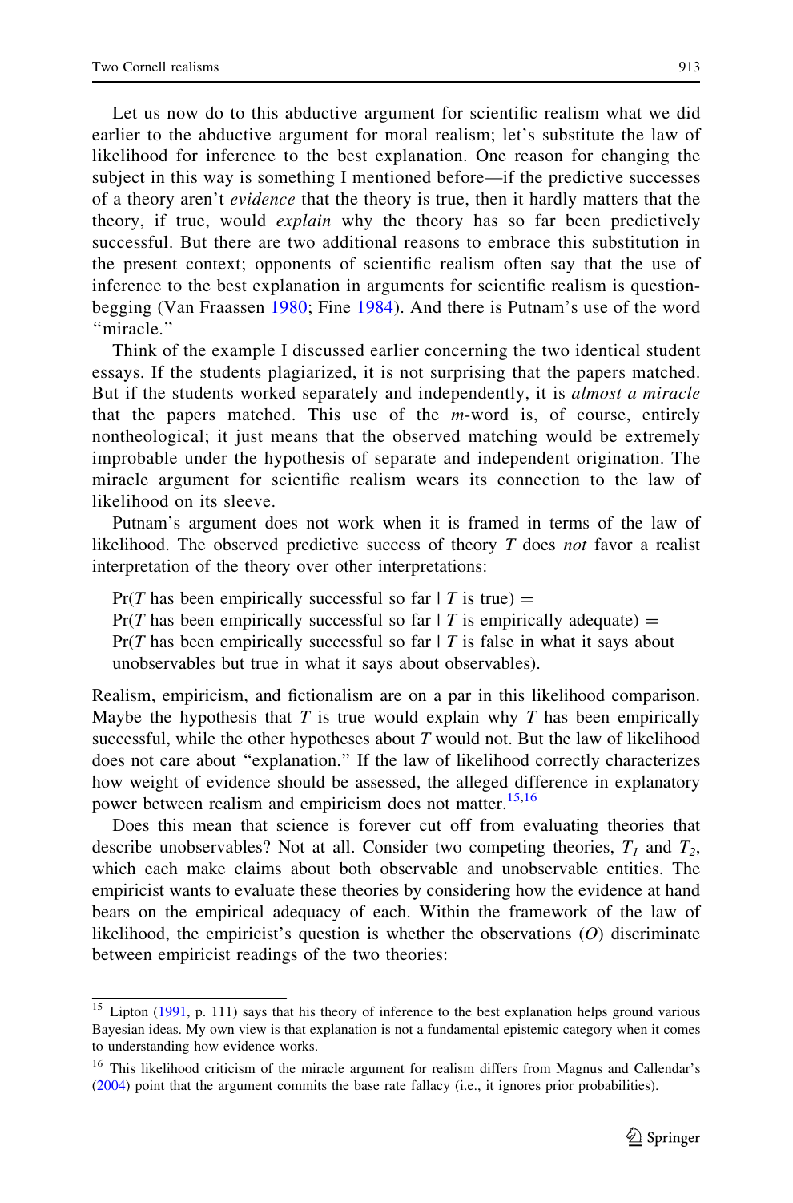Let us now do to this abductive argument for scientific realism what we did earlier to the abductive argument for moral realism; let's substitute the law of likelihood for inference to the best explanation. One reason for changing the subject in this way is something I mentioned before—if the predictive successes of a theory aren't *evidence* that the theory is true, then it hardly matters that the theory, if true, would *explain* why the theory has so far been predictively successful. But there are two additional reasons to embrace this substitution in the present context; opponents of scientific realism often say that the use of inference to the best explanation in arguments for scientific realism is question-begging (Van Fraassen 1980; Fine 1984). And there is Putnam's use of the word "miracle."

Think of the example I discussed earlier concerning the two identical student essays. If the students plagiarized, it is not surprising that the papers matched. But if the students worked separately and independently, it is *almost a miracle* that the papers matched. This use of the *m*-word is, of course, entirely nontheological; it just means that the observed matching would be extremely improbable under the hypothesis of separate and independent origination. The miracle argument for scientific realism wears its connection to the law of likelihood on its sleeve.

Putnam's argument does not work when it is framed in terms of the law of likelihood. The observed predictive success of theory $T$ does *not* favor a realist interpretation of the theory over other interpretations:

Pr($T$ has been empirically successful so far | $T$ is true) =
Pr($T$ has been empirically successful so far | $T$ is empirically adequate) =
Pr($T$ has been empirically successful so far | $T$ is false in what it says about unobservables but true in what it says about observables).

Realism, empiricism, and fictionalism are on a par in this likelihood comparison. Maybe the hypothesis that $T$ is true would explain why $T$ has been empirically successful, while the other hypotheses about $T$ would not. But the law of likelihood does not care about "explanation." If the law of likelihood correctly characterizes how weight of evidence should be assessed, the alleged difference in explanatory power between realism and empiricism does not matter.[15,16]

Does this mean that science is forever cut off from evaluating theories that describe unobservables? Not at all. Consider two competing theories, $T_1$ and $T_2$, which each make claims about both observable and unobservable entities. The empiricist wants to evaluate these theories by considering how the evidence at hand bears on the empirical adequacy of each. Within the framework of the law of likelihood, the empiricist's question is whether the observations ($O$) discriminate between empiricist readings of the two theories:

---

[15] Lipton (1991, p. 111) says that his theory of inference to the best explanation helps ground various Bayesian ideas. My own view is that explanation is not a fundamental epistemic category when it comes to understanding how evidence works.

[16] This likelihood criticism of the miracle argument for realism differs from Magnus and Callendar's (2004) point that the argument commits the base rate fallacy (i.e., it ignores prior probabilities).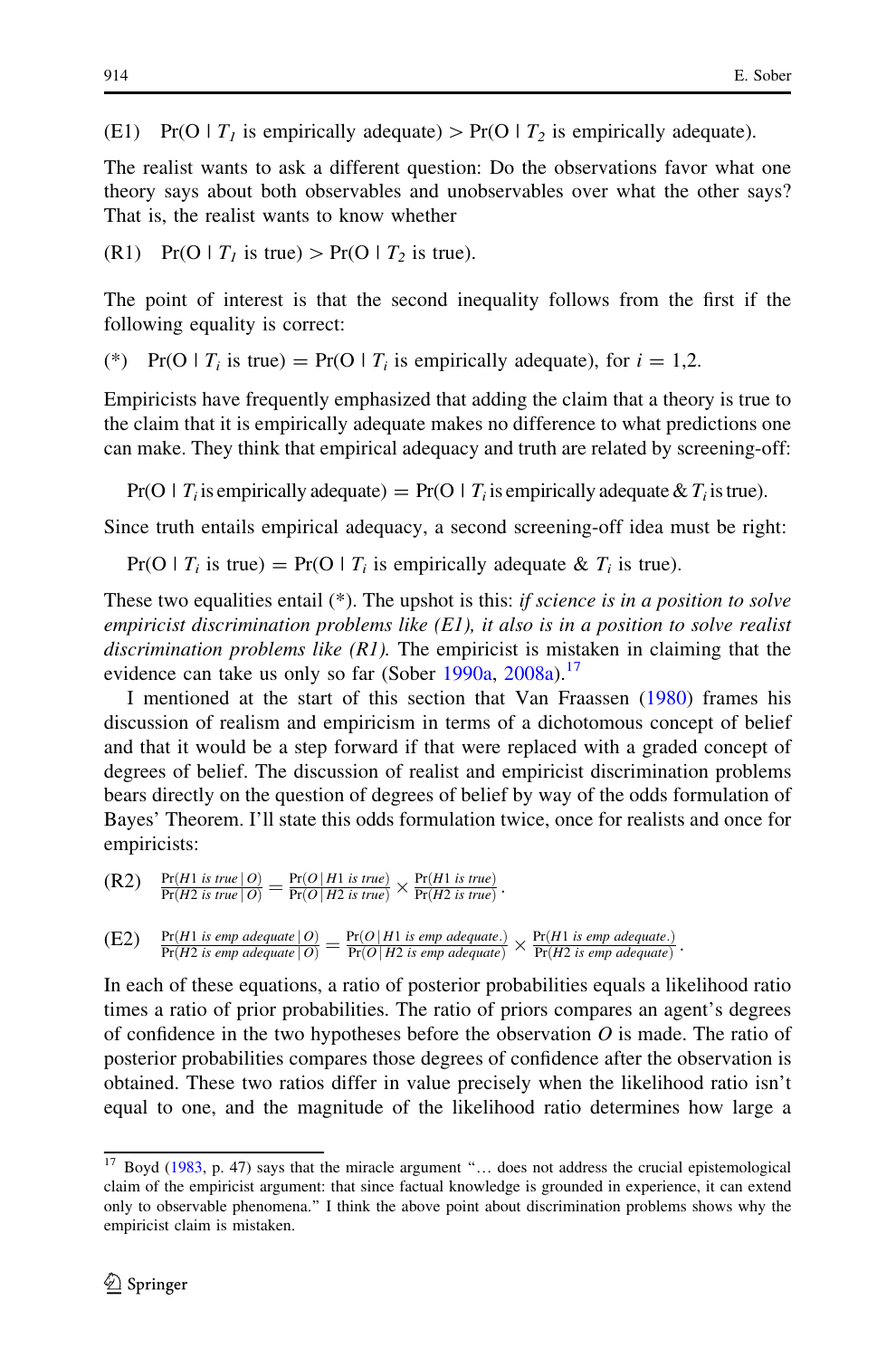(E1) $\Pr(O \mid T_1 \text{ is empirically adequate}) > \Pr(O \mid T_2 \text{ is empirically adequate})$.

The realist wants to ask a different question: Do the observations favor what one theory says about both observables and unobservables over what the other says? That is, the realist wants to know whether

(R1) $\Pr(O \mid T_1 \text{ is true}) > \Pr(O \mid T_2 \text{ is true})$.

The point of interest is that the second inequality follows from the first if the following equality is correct:

(*) $\Pr(O \mid T_i \text{ is true}) = \Pr(O \mid T_i \text{ is empirically adequate})$, for $i = 1,2$.

Empiricists have frequently emphasized that adding the claim that a theory is true to the claim that it is empirically adequate makes no difference to what predictions one can make. They think that empirical adequacy and truth are related by screening-off:

$$\Pr(O \mid T_i \text{ is empirically adequate}) = \Pr(O \mid T_i \text{ is empirically adequate} \ \& \ T_i \text{ is true}).$$

Since truth entails empirical adequacy, a second screening-off idea must be right:

$$\Pr(O \mid T_i \text{ is true}) = \Pr(O \mid T_i \text{ is empirically adequate} \ \& \ T_i \text{ is true}).$$

These two equalities entail (*). The upshot is this: *if science is in a position to solve empiricist discrimination problems like (E1), it also is in a position to solve realist discrimination problems like (R1).* The empiricist is mistaken in claiming that the evidence can take us only so far (Sober 1990a, 2008a).[17]

I mentioned at the start of this section that Van Fraassen (1980) frames his discussion of realism and empiricism in terms of a dichotomous concept of belief and that it would be a step forward if that were replaced with a graded concept of degrees of belief. The discussion of realist and empiricist discrimination problems bears directly on the question of degrees of belief by way of the odds formulation of Bayes' Theorem. I'll state this odds formulation twice, once for realists and once for empiricists:

(R2) $$\frac{\Pr(H1 \text{ is true} \mid O)}{\Pr(H2 \text{ is true} \mid O)} = \frac{\Pr(O \mid H1 \text{ is true})}{\Pr(O \mid H2 \text{ is true})} \times \frac{\Pr(H1 \text{ is true})}{\Pr(H2 \text{ is true})}.$$

(E2) $$\frac{\Pr(H1 \text{ is emp adequate} \mid O)}{\Pr(H2 \text{ is emp adequate} \mid O)} = \frac{\Pr(O \mid H1 \text{ is emp adequate.})}{\Pr(O \mid H2 \text{ is emp adequate})} \times \frac{\Pr(H1 \text{ is emp adequate.})}{\Pr(H2 \text{ is emp adequate})}.$$

In each of these equations, a ratio of posterior probabilities equals a likelihood ratio times a ratio of prior probabilities. The ratio of priors compares an agent's degrees of confidence in the two hypotheses before the observation $O$ is made. The ratio of posterior probabilities compares those degrees of confidence after the observation is obtained. These two ratios differ in value precisely when the likelihood ratio isn't equal to one, and the magnitude of the likelihood ratio determines how large a

---

[17] Boyd (1983, p. 47) says that the miracle argument "… does not address the crucial epistemological claim of the empiricist argument: that since factual knowledge is grounded in experience, it can extend only to observable phenomena." I think the above point about discrimination problems shows why the empiricist claim is mistaken.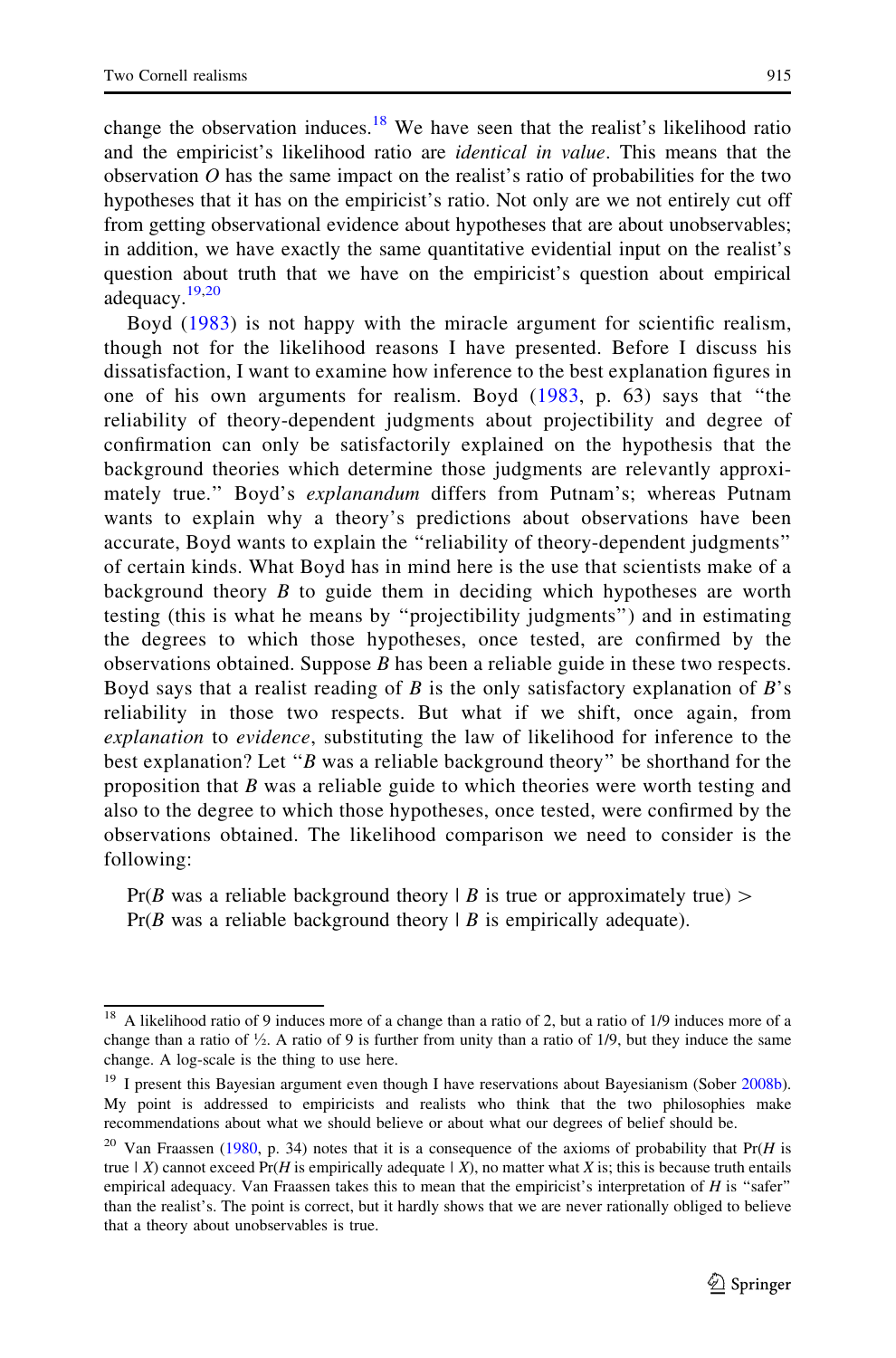change the observation induces.[18] We have seen that the realist's likelihood ratio and the empiricist's likelihood ratio are *identical in value*. This means that the observation $O$ has the same impact on the realist's ratio of probabilities for the two hypotheses that it has on the empiricist's ratio. Not only are we not entirely cut off from getting observational evidence about hypotheses that are about unobservables; in addition, we have exactly the same quantitative evidential input on the realist's question about truth that we have on the empiricist's question about empirical adequacy.[19,20]

Boyd (1983) is not happy with the miracle argument for scientific realism, though not for the likelihood reasons I have presented. Before I discuss his dissatisfaction, I want to examine how inference to the best explanation figures in one of his own arguments for realism. Boyd (1983, p. 63) says that "the reliability of theory-dependent judgments about projectibility and degree of confirmation can only be satisfactorily explained on the hypothesis that the background theories which determine those judgments are relevantly approximately true." Boyd's *explanandum* differs from Putnam's; whereas Putnam wants to explain why a theory's predictions about observations have been accurate, Boyd wants to explain the "reliability of theory-dependent judgments" of certain kinds. What Boyd has in mind here is the use that scientists make of a background theory $B$ to guide them in deciding which hypotheses are worth testing (this is what he means by "projectibility judgments") and in estimating the degrees to which those hypotheses, once tested, are confirmed by the observations obtained. Suppose $B$ has been a reliable guide in these two respects. Boyd says that a realist reading of $B$ is the only satisfactory explanation of $B$'s reliability in those two respects. But what if we shift, once again, from *explanation* to *evidence*, substituting the law of likelihood for inference to the best explanation? Let "$B$ was a reliable background theory" be shorthand for the proposition that $B$ was a reliable guide to which theories were worth testing and also to the degree to which those hypotheses, once tested, were confirmed by the observations obtained. The likelihood comparison we need to consider is the following:

Pr($B$ was a reliable background theory | $B$ is true or approximately true) >
Pr($B$ was a reliable background theory | $B$ is empirically adequate).

---

[18] A likelihood ratio of 9 induces more of a change than a ratio of 2, but a ratio of 1/9 induces more of a change than a ratio of ½. A ratio of 9 is further from unity than a ratio of 1/9, but they induce the same change. A log-scale is the thing to use here.

[19] I present this Bayesian argument even though I have reservations about Bayesianism (Sober 2008b). My point is addressed to empiricists and realists who think that the two philosophies make recommendations about what we should believe or about what our degrees of belief should be.

[20] Van Fraassen (1980, p. 34) notes that it is a consequence of the axioms of probability that Pr($H$ is true | $X$) cannot exceed Pr($H$ is empirically adequate | $X$), no matter what $X$ is; this is because truth entails empirical adequacy. Van Fraassen takes this to mean that the empiricist's interpretation of $H$ is "safer" than the realist's. The point is correct, but it hardly shows that we are never rationally obliged to believe that a theory about unobservables is true.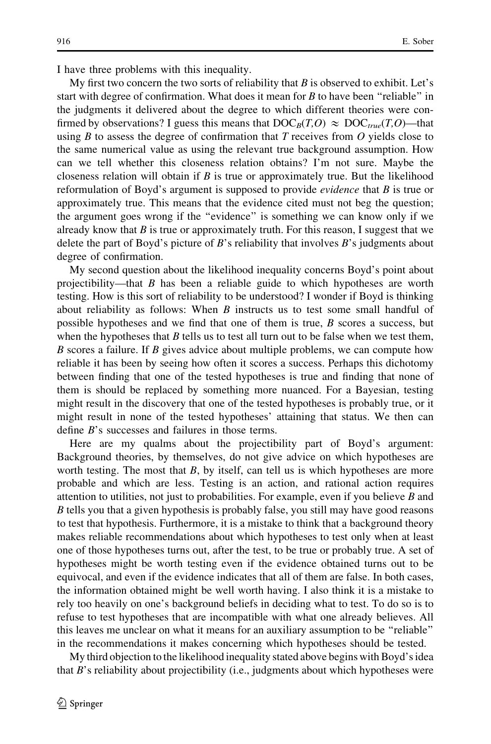I have three problems with this inequality.

My first two concern the two sorts of reliability that *B* is observed to exhibit. Let's start with degree of confirmation. What does it mean for *B* to have been "reliable" in the judgments it delivered about the degree to which different theories were confirmed by observations? I guess this means that $\mathrm{DOC}_B(T,O) \approx \mathrm{DOC}_{true}(T,O)$—that using *B* to assess the degree of confirmation that *T* receives from *O* yields close to the same numerical value as using the relevant true background assumption. How can we tell whether this closeness relation obtains? I'm not sure. Maybe the closeness relation will obtain if *B* is true or approximately true. But the likelihood reformulation of Boyd's argument is supposed to provide *evidence* that *B* is true or approximately true. This means that the evidence cited must not beg the question; the argument goes wrong if the "evidence" is something we can know only if we already know that *B* is true or approximately truth. For this reason, I suggest that we delete the part of Boyd's picture of *B*'s reliability that involves *B*'s judgments about degree of confirmation.

My second question about the likelihood inequality concerns Boyd's point about projectibility—that *B* has been a reliable guide to which hypotheses are worth testing. How is this sort of reliability to be understood? I wonder if Boyd is thinking about reliability as follows: When *B* instructs us to test some small handful of possible hypotheses and we find that one of them is true, *B* scores a success, but when the hypotheses that *B* tells us to test all turn out to be false when we test them, *B* scores a failure. If *B* gives advice about multiple problems, we can compute how reliable it has been by seeing how often it scores a success. Perhaps this dichotomy between finding that one of the tested hypotheses is true and finding that none of them is should be replaced by something more nuanced. For a Bayesian, testing might result in the discovery that one of the tested hypotheses is probably true, or it might result in none of the tested hypotheses' attaining that status. We then can define *B*'s successes and failures in those terms.

Here are my qualms about the projectibility part of Boyd's argument: Background theories, by themselves, do not give advice on which hypotheses are worth testing. The most that *B*, by itself, can tell us is which hypotheses are more probable and which are less. Testing is an action, and rational action requires attention to utilities, not just to probabilities. For example, even if you believe *B* and *B* tells you that a given hypothesis is probably false, you still may have good reasons to test that hypothesis. Furthermore, it is a mistake to think that a background theory makes reliable recommendations about which hypotheses to test only when at least one of those hypotheses turns out, after the test, to be true or probably true. A set of hypotheses might be worth testing even if the evidence obtained turns out to be equivocal, and even if the evidence indicates that all of them are false. In both cases, the information obtained might be well worth having. I also think it is a mistake to rely too heavily on one's background beliefs in deciding what to test. To do so is to refuse to test hypotheses that are incompatible with what one already believes. All this leaves me unclear on what it means for an auxiliary assumption to be "reliable" in the recommendations it makes concerning which hypotheses should be tested.

My third objection to the likelihood inequality stated above begins with Boyd's idea that *B*'s reliability about projectibility (i.e., judgments about which hypotheses were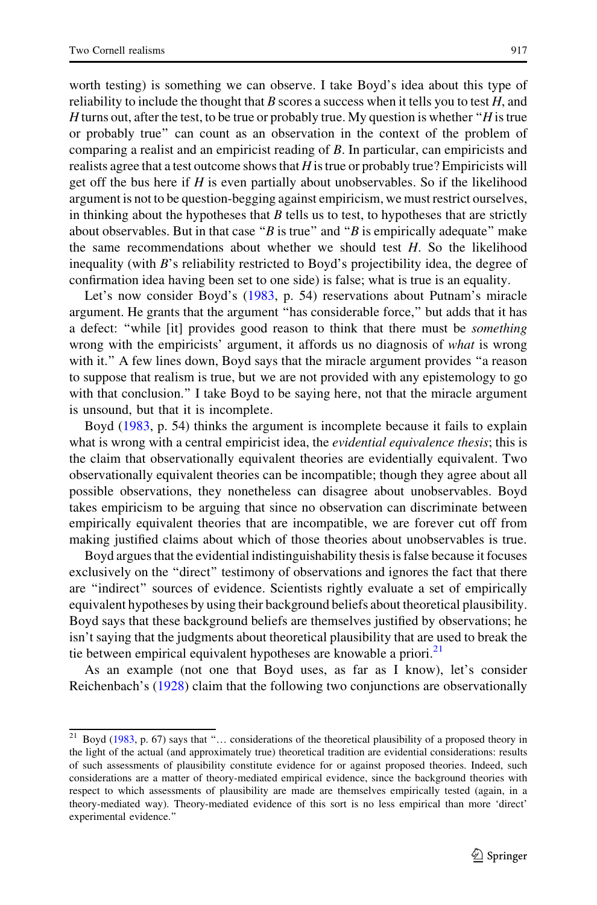worth testing) is something we can observe. I take Boyd's idea about this type of reliability to include the thought that $B$ scores a success when it tells you to test $H$, and $H$ turns out, after the test, to be true or probably true. My question is whether "$H$ is true or probably true" can count as an observation in the context of the problem of comparing a realist and an empiricist reading of $B$. In particular, can empiricists and realists agree that a test outcome shows that $H$ is true or probably true? Empiricists will get off the bus here if $H$ is even partially about unobservables. So if the likelihood argument is not to be question-begging against empiricism, we must restrict ourselves, in thinking about the hypotheses that $B$ tells us to test, to hypotheses that are strictly about observables. But in that case "$B$ is true" and "$B$ is empirically adequate" make the same recommendations about whether we should test $H$. So the likelihood inequality (with $B$'s reliability restricted to Boyd's projectibility idea, the degree of confirmation idea having been set to one side) is false; what is true is an equality.

Let's now consider Boyd's (1983, p. 54) reservations about Putnam's miracle argument. He grants that the argument "has considerable force," but adds that it has a defect: "while [it] provides good reason to think that there must be *something* wrong with the empiricists' argument, it affords us no diagnosis of *what* is wrong with it." A few lines down, Boyd says that the miracle argument provides "a reason to suppose that realism is true, but we are not provided with any epistemology to go with that conclusion." I take Boyd to be saying here, not that the miracle argument is unsound, but that it is incomplete.

Boyd (1983, p. 54) thinks the argument is incomplete because it fails to explain what is wrong with a central empiricist idea, the *evidential equivalence thesis*; this is the claim that observationally equivalent theories are evidentially equivalent. Two observationally equivalent theories can be incompatible; though they agree about all possible observations, they nonetheless can disagree about unobservables. Boyd takes empiricism to be arguing that since no observation can discriminate between empirically equivalent theories that are incompatible, we are forever cut off from making justified claims about which of those theories about unobservables is true.

Boyd argues that the evidential indistinguishability thesis is false because it focuses exclusively on the "direct" testimony of observations and ignores the fact that there are "indirect" sources of evidence. Scientists rightly evaluate a set of empirically equivalent hypotheses by using their background beliefs about theoretical plausibility. Boyd says that these background beliefs are themselves justified by observations; he isn't saying that the judgments about theoretical plausibility that are used to break the tie between empirical equivalent hypotheses are knowable a priori.[21]

As an example (not one that Boyd uses, as far as I know), let's consider Reichenbach's (1928) claim that the following two conjunctions are observationally

[21] Boyd (1983, p. 67) says that "… considerations of the theoretical plausibility of a proposed theory in the light of the actual (and approximately true) theoretical tradition are evidential considerations: results of such assessments of plausibility constitute evidence for or against proposed theories. Indeed, such considerations are a matter of theory-mediated empirical evidence, since the background theories with respect to which assessments of plausibility are made are themselves empirically tested (again, in a theory-mediated way). Theory-mediated evidence of this sort is no less empirical than more 'direct' experimental evidence."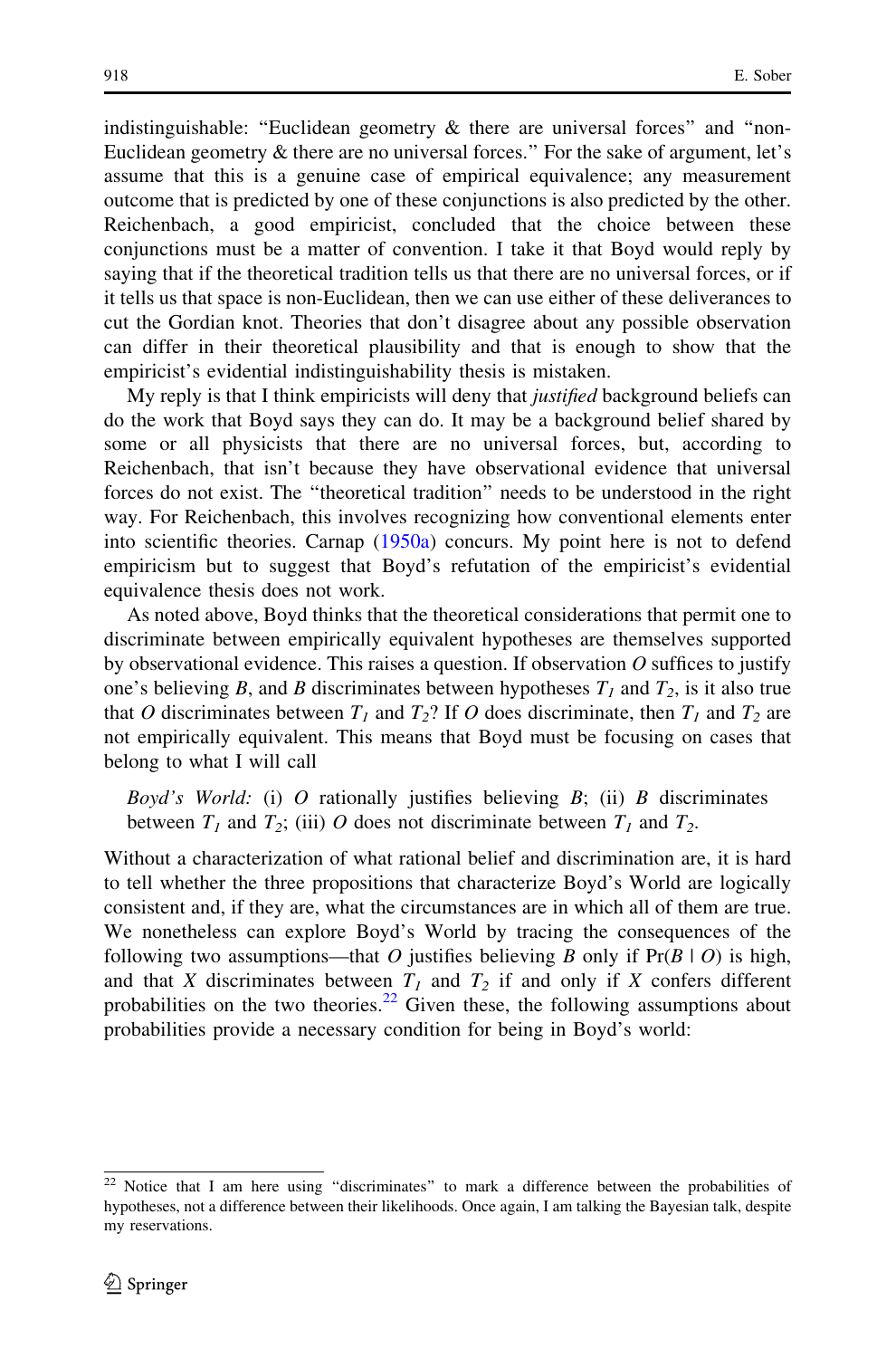indistinguishable: "Euclidean geometry & there are universal forces" and "non-Euclidean geometry & there are no universal forces." For the sake of argument, let's assume that this is a genuine case of empirical equivalence; any measurement outcome that is predicted by one of these conjunctions is also predicted by the other. Reichenbach, a good empiricist, concluded that the choice between these conjunctions must be a matter of convention. I take it that Boyd would reply by saying that if the theoretical tradition tells us that there are no universal forces, or if it tells us that space is non-Euclidean, then we can use either of these deliverances to cut the Gordian knot. Theories that don't disagree about any possible observation can differ in their theoretical plausibility and that is enough to show that the empiricist's evidential indistinguishability thesis is mistaken.

My reply is that I think empiricists will deny that *justified* background beliefs can do the work that Boyd says they can do. It may be a background belief shared by some or all physicists that there are no universal forces, but, according to Reichenbach, that isn't because they have observational evidence that universal forces do not exist. The "theoretical tradition" needs to be understood in the right way. For Reichenbach, this involves recognizing how conventional elements enter into scientific theories. Carnap (1950a) concurs. My point here is not to defend empiricism but to suggest that Boyd's refutation of the empiricist's evidential equivalence thesis does not work.

As noted above, Boyd thinks that the theoretical considerations that permit one to discriminate between empirically equivalent hypotheses are themselves supported by observational evidence. This raises a question. If observation $O$ suffices to justify one's believing $B$, and $B$ discriminates between hypotheses $T_1$ and $T_2$, is it also true that $O$ discriminates between $T_1$ and $T_2$? If $O$ does discriminate, then $T_1$ and $T_2$ are not empirically equivalent. This means that Boyd must be focusing on cases that belong to what I will call

> *Boyd's World:* (i) $O$ rationally justifies believing $B$; (ii) $B$ discriminates between $T_1$ and $T_2$; (iii) $O$ does not discriminate between $T_1$ and $T_2$.

Without a characterization of what rational belief and discrimination are, it is hard to tell whether the three propositions that characterize Boyd's World are logically consistent and, if they are, what the circumstances are in which all of them are true. We nonetheless can explore Boyd's World by tracing the consequences of the following two assumptions—that $O$ justifies believing $B$ only if $\Pr(B \mid O)$ is high, and that $X$ discriminates between $T_1$ and $T_2$ if and only if $X$ confers different probabilities on the two theories.[22] Given these, the following assumptions about probabilities provide a necessary condition for being in Boyd's world:

[22] Notice that I am here using "discriminates" to mark a difference between the probabilities of hypotheses, not a difference between their likelihoods. Once again, I am talking the Bayesian talk, despite my reservations.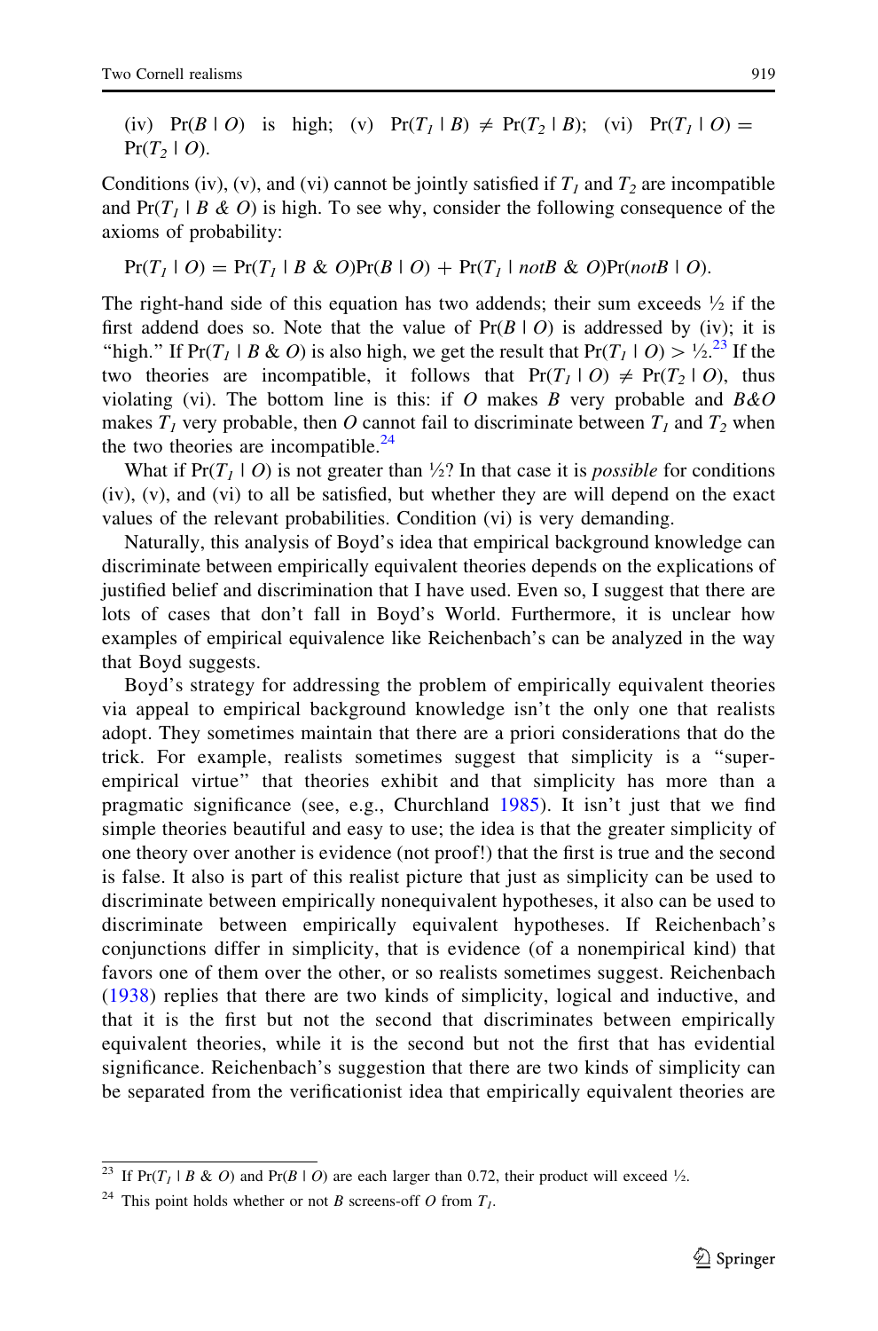(iv) $\Pr(B \mid O)$ is high; (v) $\Pr(T_1 \mid B) \neq \Pr(T_2 \mid B)$; (vi) $\Pr(T_1 \mid O) = \Pr(T_2 \mid O)$.

Conditions (iv), (v), and (vi) cannot be jointly satisfied if $T_1$ and $T_2$ are incompatible and $\Pr(T_1 \mid B \mathbin{\&} O)$ is high. To see why, consider the following consequence of the axioms of probability:

$$\Pr(T_1 \mid O) = \Pr(T_1 \mid B \mathbin{\&} O)\Pr(B \mid O) + \Pr(T_1 \mid notB \mathbin{\&} O)\Pr(notB \mid O).$$

The right-hand side of this equation has two addends; their sum exceeds ½ if the first addend does so. Note that the value of $\Pr(B \mid O)$ is addressed by (iv); it is "high." If $\Pr(T_1 \mid B \mathbin{\&} O)$ is also high, we get the result that $\Pr(T_1 \mid O) > ½$.[23] If the two theories are incompatible, it follows that $\Pr(T_1 \mid O) \neq \Pr(T_2 \mid O)$, thus violating (vi). The bottom line is this: if $O$ makes $B$ very probable and $B\&O$ makes $T_1$ very probable, then $O$ cannot fail to discriminate between $T_1$ and $T_2$ when the two theories are incompatible.[24]

What if $\Pr(T_1 \mid O)$ is not greater than ½? In that case it is *possible* for conditions (iv), (v), and (vi) to all be satisfied, but whether they are will depend on the exact values of the relevant probabilities. Condition (vi) is very demanding.

Naturally, this analysis of Boyd's idea that empirical background knowledge can discriminate between empirically equivalent theories depends on the explications of justified belief and discrimination that I have used. Even so, I suggest that there are lots of cases that don't fall in Boyd's World. Furthermore, it is unclear how examples of empirical equivalence like Reichenbach's can be analyzed in the way that Boyd suggests.

Boyd's strategy for addressing the problem of empirically equivalent theories via appeal to empirical background knowledge isn't the only one that realists adopt. They sometimes maintain that there are a priori considerations that do the trick. For example, realists sometimes suggest that simplicity is a "super-empirical virtue" that theories exhibit and that simplicity has more than a pragmatic significance (see, e.g., Churchland 1985). It isn't just that we find simple theories beautiful and easy to use; the idea is that the greater simplicity of one theory over another is evidence (not proof!) that the first is true and the second is false. It also is part of this realist picture that just as simplicity can be used to discriminate between empirically nonequivalent hypotheses, it also can be used to discriminate between empirically equivalent hypotheses. If Reichenbach's conjunctions differ in simplicity, that is evidence (of a nonempirical kind) that favors one of them over the other, or so realists sometimes suggest. Reichenbach (1938) replies that there are two kinds of simplicity, logical and inductive, and that it is the first but not the second that discriminates between empirically equivalent theories, while it is the second but not the first that has evidential significance. Reichenbach's suggestion that there are two kinds of simplicity can be separated from the verificationist idea that empirically equivalent theories are

---

[23] If $\Pr(T_1 \mid B \mathbin{\&} O)$ and $\Pr(B \mid O)$ are each larger than 0.72, their product will exceed ½.

[24] This point holds whether or not $B$ screens-off $O$ from $T_1$.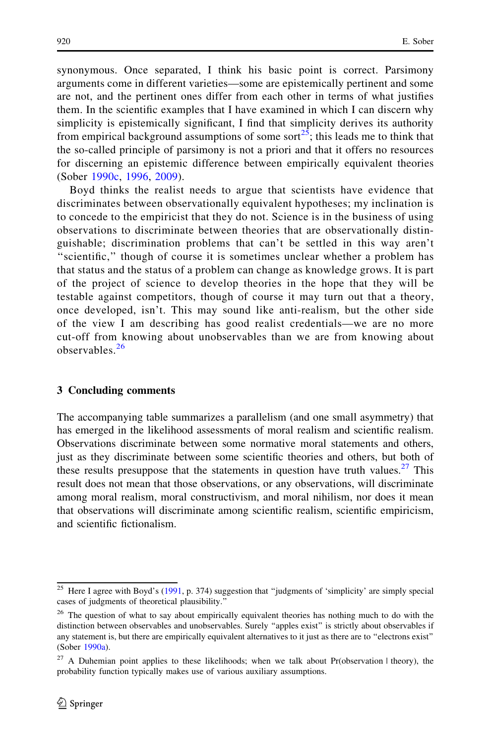synonymous. Once separated, I think his basic point is correct. Parsimony arguments come in different varieties—some are epistemically pertinent and some are not, and the pertinent ones differ from each other in terms of what justifies them. In the scientific examples that I have examined in which I can discern why simplicity is epistemically significant, I find that simplicity derives its authority from empirical background assumptions of some sort[25]; this leads me to think that the so-called principle of parsimony is not a priori and that it offers no resources for discerning an epistemic difference between empirically equivalent theories (Sober 1990c, 1996, 2009).

Boyd thinks the realist needs to argue that scientists have evidence that discriminates between observationally equivalent hypotheses; my inclination is to concede to the empiricist that they do not. Science is in the business of using observations to discriminate between theories that are observationally distinguishable; discrimination problems that can't be settled in this way aren't "scientific," though of course it is sometimes unclear whether a problem has that status and the status of a problem can change as knowledge grows. It is part of the project of science to develop theories in the hope that they will be testable against competitors, though of course it may turn out that a theory, once developed, isn't. This may sound like anti-realism, but the other side of the view I am describing has good realist credentials—we are no more cut-off from knowing about unobservables than we are from knowing about observables.[26]

## 3 Concluding comments

The accompanying table summarizes a parallelism (and one small asymmetry) that has emerged in the likelihood assessments of moral realism and scientific realism. Observations discriminate between some normative moral statements and others, just as they discriminate between some scientific theories and others, but both of these results presuppose that the statements in question have truth values.[27] This result does not mean that those observations, or any observations, will discriminate among moral realism, moral constructivism, and moral nihilism, nor does it mean that observations will discriminate among scientific realism, scientific empiricism, and scientific fictionalism.

---

[25] Here I agree with Boyd's (1991, p. 374) suggestion that "judgments of 'simplicity' are simply special cases of judgments of theoretical plausibility."

[26] The question of what to say about empirically equivalent theories has nothing much to do with the distinction between observables and unobservables. Surely "apples exist" is strictly about observables if any statement is, but there are empirically equivalent alternatives to it just as there are to "electrons exist" (Sober 1990a).

[27] A Duhemian point applies to these likelihoods; when we talk about Pr(observation | theory), the probability function typically makes use of various auxiliary assumptions.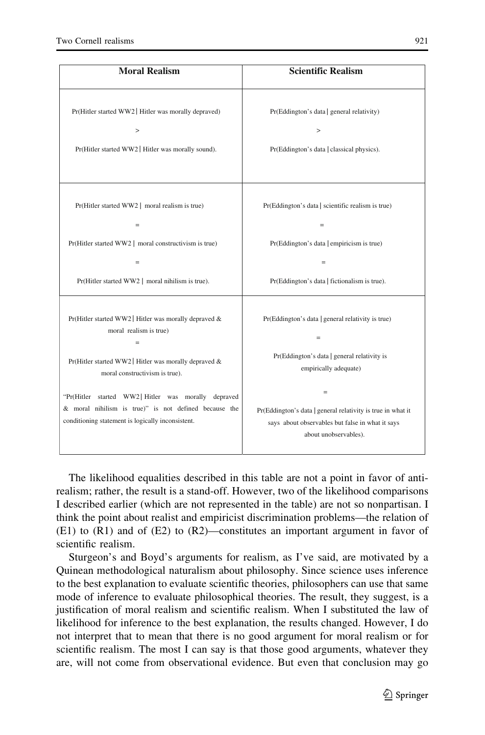| Moral Realism | Scientific Realism |
|---|---|
| Pr(Hitler started WW2 \| Hitler was morally depraved) <br> > <br> Pr(Hitler started WW2 \| Hitler was morally sound). | Pr(Eddington's data \| general relativity) <br> > <br> Pr(Eddington's data \| classical physics). |
| Pr(Hitler started WW2 \| moral realism is true) <br> = <br> Pr(Hitler started WW2 \| moral constructivism is true) <br> = <br> Pr(Hitler started WW2 \| moral nihilism is true). | Pr(Eddington's data \| scientific realism is true) <br> = <br> Pr(Eddington's data \| empiricism is true) <br> = <br> Pr(Eddington's data \| fictionalism is true). |
| Pr(Hitler started WW2 \| Hitler was morally depraved & moral realism is true) <br> = <br> Pr(Hitler started WW2 \| Hitler was morally depraved & moral constructivism is true). <br><br> "Pr(Hitler started WW2 \| Hitler was morally depraved & moral nihilism is true)" is not defined because the conditioning statement is logically inconsistent. | Pr(Eddington's data \| general relativity is true) <br> = <br> Pr(Eddington's data \| general relativity is empirically adequate) <br> = <br> Pr(Eddington's data \| general relativity is true in what it says about observables but false in what it says about unobservables). |

The likelihood equalities described in this table are not a point in favor of anti-realism; rather, the result is a stand-off. However, two of the likelihood comparisons I described earlier (which are not represented in the table) are not so nonpartisan. I think the point about realist and empiricist discrimination problems—the relation of (E1) to (R1) and of (E2) to (R2)—constitutes an important argument in favor of scientific realism.

Sturgeon's and Boyd's arguments for realism, as I've said, are motivated by a Quinean methodological naturalism about philosophy. Since science uses inference to the best explanation to evaluate scientific theories, philosophers can use that same mode of inference to evaluate philosophical theories. The result, they suggest, is a justification of moral realism and scientific realism. When I substituted the law of likelihood for inference to the best explanation, the results changed. However, I do not interpret that to mean that there is no good argument for moral realism or for scientific realism. The most I can say is that those good arguments, whatever they are, will not come from observational evidence. But even that conclusion may go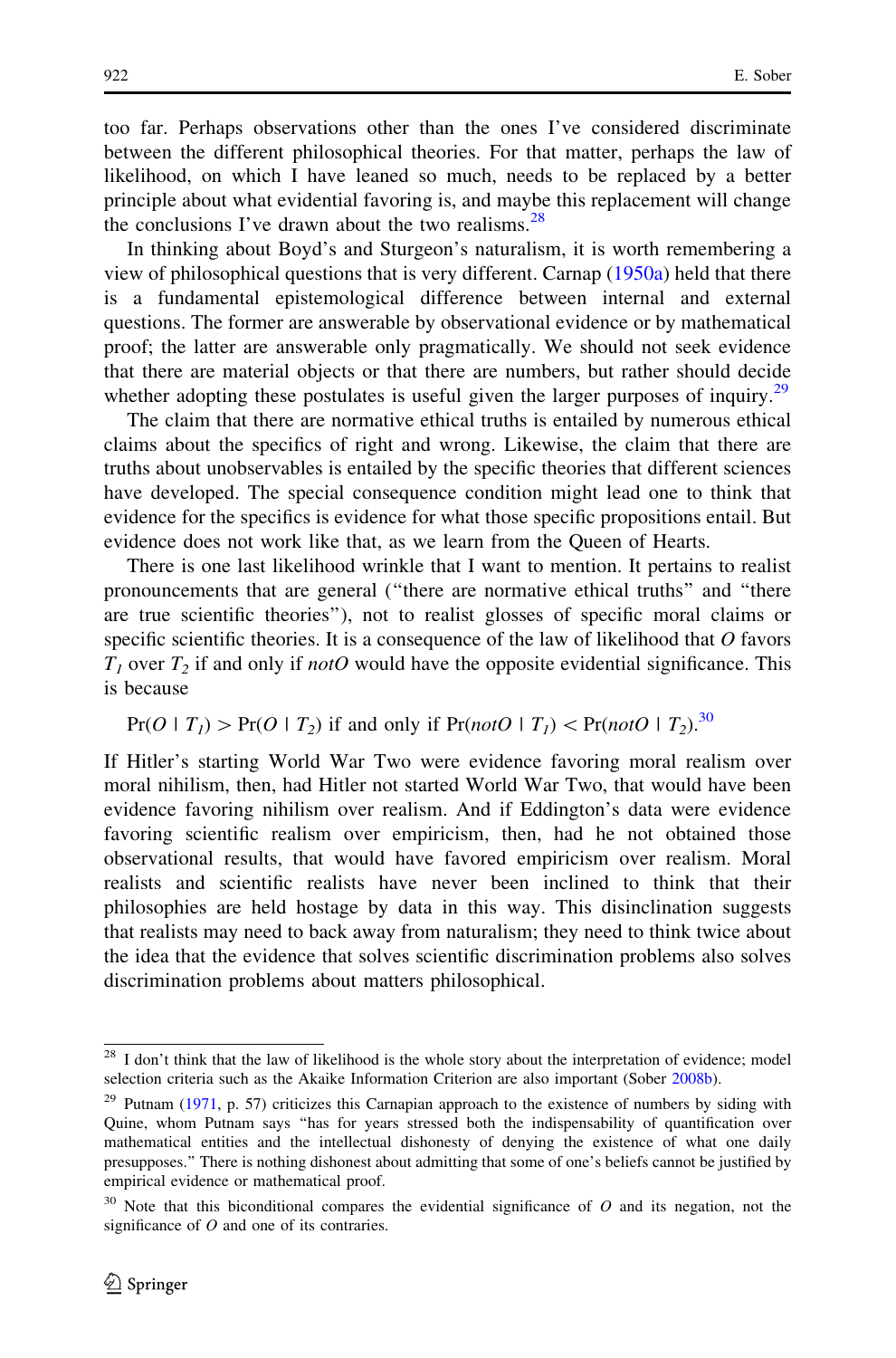too far. Perhaps observations other than the ones I've considered discriminate between the different philosophical theories. For that matter, perhaps the law of likelihood, on which I have leaned so much, needs to be replaced by a better principle about what evidential favoring is, and maybe this replacement will change the conclusions I've drawn about the two realisms.[28]

In thinking about Boyd's and Sturgeon's naturalism, it is worth remembering a view of philosophical questions that is very different. Carnap (1950a) held that there is a fundamental epistemological difference between internal and external questions. The former are answerable by observational evidence or by mathematical proof; the latter are answerable only pragmatically. We should not seek evidence that there are material objects or that there are numbers, but rather should decide whether adopting these postulates is useful given the larger purposes of inquiry.[29]

The claim that there are normative ethical truths is entailed by numerous ethical claims about the specifics of right and wrong. Likewise, the claim that there are truths about unobservables is entailed by the specific theories that different sciences have developed. The special consequence condition might lead one to think that evidence for the specifics is evidence for what those specific propositions entail. But evidence does not work like that, as we learn from the Queen of Hearts.

There is one last likelihood wrinkle that I want to mention. It pertains to realist pronouncements that are general ("there are normative ethical truths" and "there are true scientific theories"), not to realist glosses of specific moral claims or specific scientific theories. It is a consequence of the law of likelihood that $O$ favors $T_1$ over $T_2$ if and only if *notO* would have the opposite evidential significance. This is because

$$\Pr(O \mid T_1) > \Pr(O \mid T_2) \text{ if and only if } \Pr(notO \mid T_1) < \Pr(notO \mid T_2).$$ [30]

If Hitler's starting World War Two were evidence favoring moral realism over moral nihilism, then, had Hitler not started World War Two, that would have been evidence favoring nihilism over realism. And if Eddington's data were evidence favoring scientific realism over empiricism, then, had he not obtained those observational results, that would have favored empiricism over realism. Moral realists and scientific realists have never been inclined to think that their philosophies are held hostage by data in this way. This disinclination suggests that realists may need to back away from naturalism; they need to think twice about the idea that the evidence that solves scientific discrimination problems also solves discrimination problems about matters philosophical.

---

[28] I don't think that the law of likelihood is the whole story about the interpretation of evidence; model selection criteria such as the Akaike Information Criterion are also important (Sober 2008b).

[29] Putnam (1971, p. 57) criticizes this Carnapian approach to the existence of numbers by siding with Quine, whom Putnam says "has for years stressed both the indispensability of quantification over mathematical entities and the intellectual dishonesty of denying the existence of what one daily presupposes." There is nothing dishonest about admitting that some of one's beliefs cannot be justified by empirical evidence or mathematical proof.

[30] Note that this biconditional compares the evidential significance of $O$ and its negation, not the significance of $O$ and one of its contraries.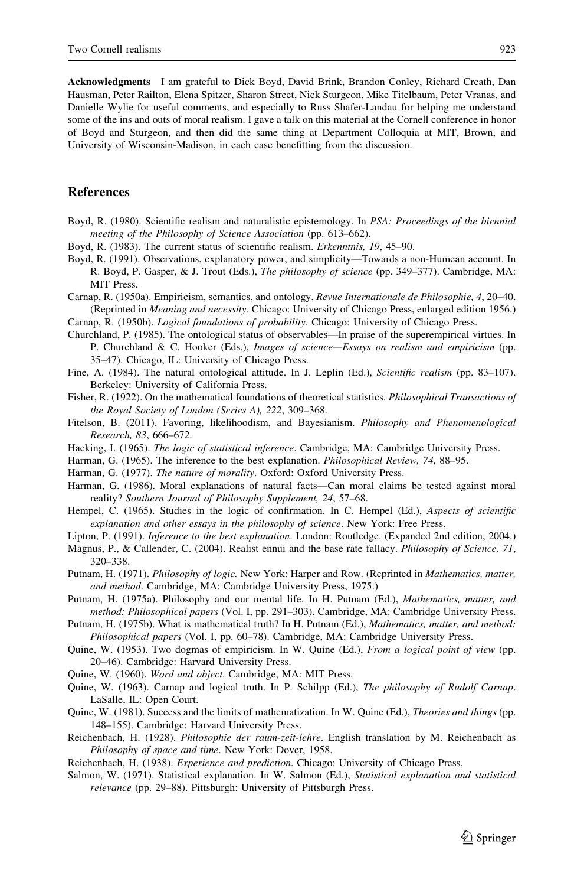**Acknowledgments** I am grateful to Dick Boyd, David Brink, Brandon Conley, Richard Creath, Dan Hausman, Peter Railton, Elena Spitzer, Sharon Street, Nick Sturgeon, Mike Titelbaum, Peter Vranas, and Danielle Wylie for useful comments, and especially to Russ Shafer-Landau for helping me understand some of the ins and outs of moral realism. I gave a talk on this material at the Cornell conference in honor of Boyd and Sturgeon, and then did the same thing at Department Colloquia at MIT, Brown, and University of Wisconsin-Madison, in each case benefitting from the discussion.

## References

Boyd, R. (1980). Scientific realism and naturalistic epistemology. In *PSA: Proceedings of the biennial meeting of the Philosophy of Science Association* (pp. 613–662).

Boyd, R. (1983). The current status of scientific realism. *Erkenntnis, 19*, 45–90.

Boyd, R. (1991). Observations, explanatory power, and simplicity—Towards a non-Humean account. In R. Boyd, P. Gasper, & J. Trout (Eds.), *The philosophy of science* (pp. 349–377). Cambridge, MA: MIT Press.

Carnap, R. (1950a). Empiricism, semantics, and ontology. *Revue Internationale de Philosophie, 4*, 20–40. (Reprinted in *Meaning and necessity*. Chicago: University of Chicago Press, enlarged edition 1956.)

Carnap, R. (1950b). *Logical foundations of probability*. Chicago: University of Chicago Press.

Churchland, P. (1985). The ontological status of observables—In praise of the superempirical virtues. In P. Churchland & C. Hooker (Eds.), *Images of science—Essays on realism and empiricism* (pp. 35–47). Chicago, IL: University of Chicago Press.

Fine, A. (1984). The natural ontological attitude. In J. Leplin (Ed.), *Scientific realism* (pp. 83–107). Berkeley: University of California Press.

Fisher, R. (1922). On the mathematical foundations of theoretical statistics. *Philosophical Transactions of the Royal Society of London (Series A), 222*, 309–368.

Fitelson, B. (2011). Favoring, likelihoodism, and Bayesianism. *Philosophy and Phenomenological Research, 83*, 666–672.

Hacking, I. (1965). *The logic of statistical inference*. Cambridge, MA: Cambridge University Press.

Harman, G. (1965). The inference to the best explanation. *Philosophical Review, 74*, 88–95.

Harman, G. (1977). *The nature of morality*. Oxford: Oxford University Press.

Harman, G. (1986). Moral explanations of natural facts—Can moral claims be tested against moral reality? *Southern Journal of Philosophy Supplement, 24*, 57–68.

Hempel, C. (1965). Studies in the logic of confirmation. In C. Hempel (Ed.), *Aspects of scientific explanation and other essays in the philosophy of science*. New York: Free Press.

Lipton, P. (1991). *Inference to the best explanation*. London: Routledge. (Expanded 2nd edition, 2004.)

Magnus, P., & Callender, C. (2004). Realist ennui and the base rate fallacy. *Philosophy of Science, 71*, 320–338.

Putnam, H. (1971). *Philosophy of logic*. New York: Harper and Row. (Reprinted in *Mathematics, matter, and method*. Cambridge, MA: Cambridge University Press, 1975.)

Putnam, H. (1975a). Philosophy and our mental life. In H. Putnam (Ed.), *Mathematics, matter, and method: Philosophical papers* (Vol. I, pp. 291–303). Cambridge, MA: Cambridge University Press.

Putnam, H. (1975b). What is mathematical truth? In H. Putnam (Ed.), *Mathematics, matter, and method: Philosophical papers* (Vol. I, pp. 60–78). Cambridge, MA: Cambridge University Press.

Quine, W. (1953). Two dogmas of empiricism. In W. Quine (Ed.), *From a logical point of view* (pp. 20–46). Cambridge: Harvard University Press.

Quine, W. (1960). *Word and object*. Cambridge, MA: MIT Press.

Quine, W. (1963). Carnap and logical truth. In P. Schilpp (Ed.), *The philosophy of Rudolf Carnap*. LaSalle, IL: Open Court.

Quine, W. (1981). Success and the limits of mathematization. In W. Quine (Ed.), *Theories and things* (pp. 148–155). Cambridge: Harvard University Press.

Reichenbach, H. (1928). *Philosophie der raum-zeit-lehre*. English translation by M. Reichenbach as *Philosophy of space and time*. New York: Dover, 1958.

Reichenbach, H. (1938). *Experience and prediction*. Chicago: University of Chicago Press.

Salmon, W. (1971). Statistical explanation. In W. Salmon (Ed.), *Statistical explanation and statistical relevance* (pp. 29–88). Pittsburgh: University of Pittsburgh Press.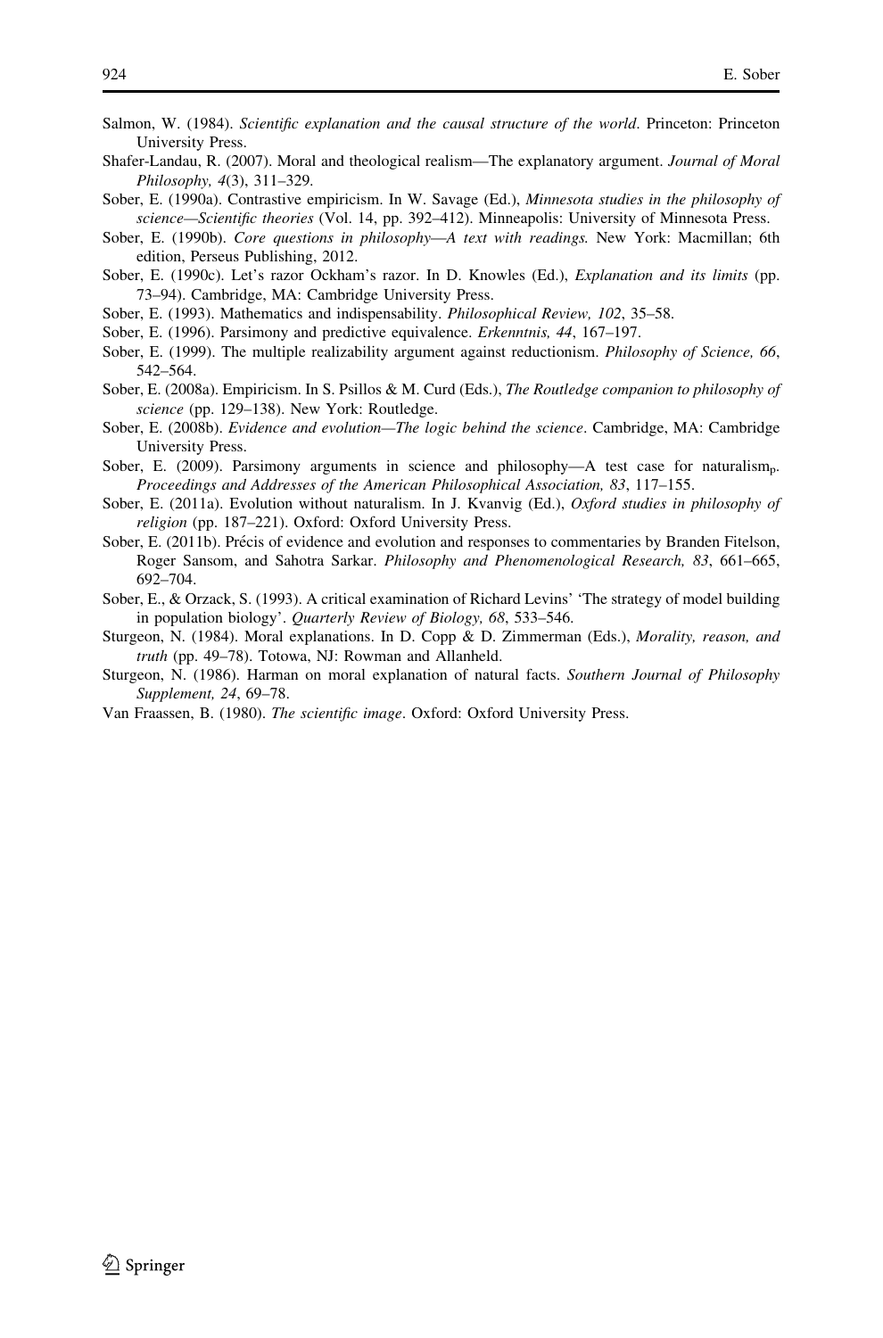Salmon, W. (1984). *Scientific explanation and the causal structure of the world*. Princeton: Princeton University Press.

Shafer-Landau, R. (2007). Moral and theological realism—The explanatory argument. *Journal of Moral Philosophy, 4*(3), 311–329.

Sober, E. (1990a). Contrastive empiricism. In W. Savage (Ed.), *Minnesota studies in the philosophy of science—Scientific theories* (Vol. 14, pp. 392–412). Minneapolis: University of Minnesota Press.

Sober, E. (1990b). *Core questions in philosophy—A text with readings*. New York: Macmillan; 6th edition, Perseus Publishing, 2012.

Sober, E. (1990c). Let's razor Ockham's razor. In D. Knowles (Ed.), *Explanation and its limits* (pp. 73–94). Cambridge, MA: Cambridge University Press.

Sober, E. (1993). Mathematics and indispensability. *Philosophical Review, 102*, 35–58.

Sober, E. (1996). Parsimony and predictive equivalence. *Erkenntnis, 44*, 167–197.

Sober, E. (1999). The multiple realizability argument against reductionism. *Philosophy of Science, 66*, 542–564.

Sober, E. (2008a). Empiricism. In S. Psillos & M. Curd (Eds.), *The Routledge companion to philosophy of science* (pp. 129–138). New York: Routledge.

Sober, E. (2008b). *Evidence and evolution—The logic behind the science*. Cambridge, MA: Cambridge University Press.

Sober, E. (2009). Parsimony arguments in science and philosophy—A test case for naturalism$_p$. *Proceedings and Addresses of the American Philosophical Association, 83*, 117–155.

Sober, E. (2011a). Evolution without naturalism. In J. Kvanvig (Ed.), *Oxford studies in philosophy of religion* (pp. 187–221). Oxford: Oxford University Press.

Sober, E. (2011b). Précis of evidence and evolution and responses to commentaries by Branden Fitelson, Roger Sansom, and Sahotra Sarkar. *Philosophy and Phenomenological Research, 83*, 661–665, 692–704.

Sober, E., & Orzack, S. (1993). A critical examination of Richard Levins' 'The strategy of model building in population biology'. *Quarterly Review of Biology, 68*, 533–546.

Sturgeon, N. (1984). Moral explanations. In D. Copp & D. Zimmerman (Eds.), *Morality, reason, and truth* (pp. 49–78). Totowa, NJ: Rowman and Allanheld.

Sturgeon, N. (1986). Harman on moral explanation of natural facts. *Southern Journal of Philosophy Supplement, 24*, 69–78.

Van Fraassen, B. (1980). *The scientific image*. Oxford: Oxford University Press.